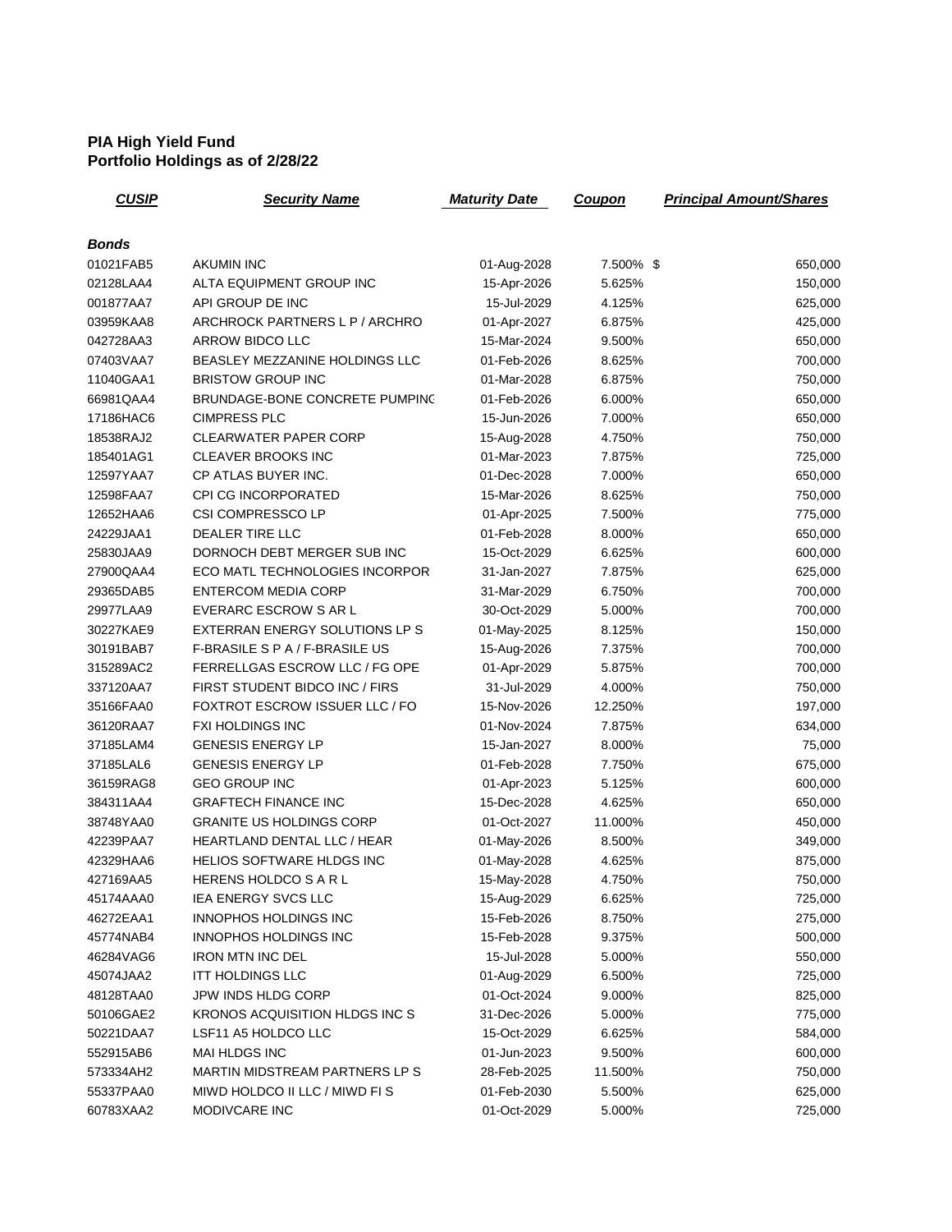**PIA High Yield Fund**
**Portfolio Holdings as of 2/28/22**

| CUSIP | Security Name | Maturity Date | Coupon | Principal Amount/Shares |
|---|---|---|---|---|
| ***Bonds*** | | | | |
| 01021FAB5 | AKUMIN INC | 01-Aug-2028 | 7.500% | $ 650,000 |
| 02128LAA4 | ALTA EQUIPMENT GROUP INC | 15-Apr-2026 | 5.625% | 150,000 |
| 001877AA7 | API GROUP DE INC | 15-Jul-2029 | 4.125% | 625,000 |
| 03959KAA8 | ARCHROCK PARTNERS L P / ARCHRO | 01-Apr-2027 | 6.875% | 425,000 |
| 042728AA3 | ARROW BIDCO LLC | 15-Mar-2024 | 9.500% | 650,000 |
| 07403VAA7 | BEASLEY MEZZANINE HOLDINGS LLC | 01-Feb-2026 | 8.625% | 700,000 |
| 11040GAA1 | BRISTOW GROUP INC | 01-Mar-2028 | 6.875% | 750,000 |
| 66981QAA4 | BRUNDAGE-BONE CONCRETE PUMPING | 01-Feb-2026 | 6.000% | 650,000 |
| 17186HAC6 | CIMPRESS PLC | 15-Jun-2026 | 7.000% | 650,000 |
| 18538RAJ2 | CLEARWATER PAPER CORP | 15-Aug-2028 | 4.750% | 750,000 |
| 185401AG1 | CLEAVER BROOKS INC | 01-Mar-2023 | 7.875% | 725,000 |
| 12597YAA7 | CP ATLAS BUYER INC. | 01-Dec-2028 | 7.000% | 650,000 |
| 12598FAA7 | CPI CG INCORPORATED | 15-Mar-2026 | 8.625% | 750,000 |
| 12652HAA6 | CSI COMPRESSCO LP | 01-Apr-2025 | 7.500% | 775,000 |
| 24229JAA1 | DEALER TIRE LLC | 01-Feb-2028 | 8.000% | 650,000 |
| 25830JAA9 | DORNOCH DEBT MERGER SUB INC | 15-Oct-2029 | 6.625% | 600,000 |
| 27900QAA4 | ECO MATL TECHNOLOGIES INCORPOR | 31-Jan-2027 | 7.875% | 625,000 |
| 29365DAB5 | ENTERCOM MEDIA CORP | 31-Mar-2029 | 6.750% | 700,000 |
| 29977LAA9 | EVERARC ESCROW S AR L | 30-Oct-2029 | 5.000% | 700,000 |
| 30227KAE9 | EXTERRAN ENERGY SOLUTIONS LP S | 01-May-2025 | 8.125% | 150,000 |
| 30191BAB7 | F-BRASILE S P A / F-BRASILE US | 15-Aug-2026 | 7.375% | 700,000 |
| 315289AC2 | FERRELLGAS ESCROW LLC / FG OPE | 01-Apr-2029 | 5.875% | 700,000 |
| 337120AA7 | FIRST STUDENT BIDCO INC / FIRS | 31-Jul-2029 | 4.000% | 750,000 |
| 35166FAA0 | FOXTROT ESCROW ISSUER LLC / FO | 15-Nov-2026 | 12.250% | 197,000 |
| 36120RAA7 | FXI HOLDINGS INC | 01-Nov-2024 | 7.875% | 634,000 |
| 37185LAM4 | GENESIS ENERGY LP | 15-Jan-2027 | 8.000% | 75,000 |
| 37185LAL6 | GENESIS ENERGY LP | 01-Feb-2028 | 7.750% | 675,000 |
| 36159RAG8 | GEO GROUP INC | 01-Apr-2023 | 5.125% | 600,000 |
| 384311AA4 | GRAFTECH FINANCE INC | 15-Dec-2028 | 4.625% | 650,000 |
| 38748YAA0 | GRANITE US HOLDINGS CORP | 01-Oct-2027 | 11.000% | 450,000 |
| 42239PAA7 | HEARTLAND DENTAL LLC / HEAR | 01-May-2026 | 8.500% | 349,000 |
| 42329HAA6 | HELIOS SOFTWARE HLDGS INC | 01-May-2028 | 4.625% | 875,000 |
| 427169AA5 | HERENS HOLDCO S A R L | 15-May-2028 | 4.750% | 750,000 |
| 45174AAA0 | IEA ENERGY SVCS LLC | 15-Aug-2029 | 6.625% | 725,000 |
| 46272EAA1 | INNOPHOS HOLDINGS INC | 15-Feb-2026 | 8.750% | 275,000 |
| 45774NAB4 | INNOPHOS HOLDINGS INC | 15-Feb-2028 | 9.375% | 500,000 |
| 46284VAG6 | IRON MTN INC DEL | 15-Jul-2028 | 5.000% | 550,000 |
| 45074JAA2 | ITT HOLDINGS LLC | 01-Aug-2029 | 6.500% | 725,000 |
| 48128TAA0 | JPW INDS HLDG CORP | 01-Oct-2024 | 9.000% | 825,000 |
| 50106GAE2 | KRONOS ACQUISITION HLDGS INC S | 31-Dec-2026 | 5.000% | 775,000 |
| 50221DAA7 | LSF11 A5 HOLDCO LLC | 15-Oct-2029 | 6.625% | 584,000 |
| 552915AB6 | MAI HLDGS INC | 01-Jun-2023 | 9.500% | 600,000 |
| 573334AH2 | MARTIN MIDSTREAM PARTNERS LP S | 28-Feb-2025 | 11.500% | 750,000 |
| 55337PAA0 | MIWD HOLDCO II LLC / MIWD FI S | 01-Feb-2030 | 5.500% | 625,000 |
| 60783XAA2 | MODIVCARE INC | 01-Oct-2029 | 5.000% | 725,000 |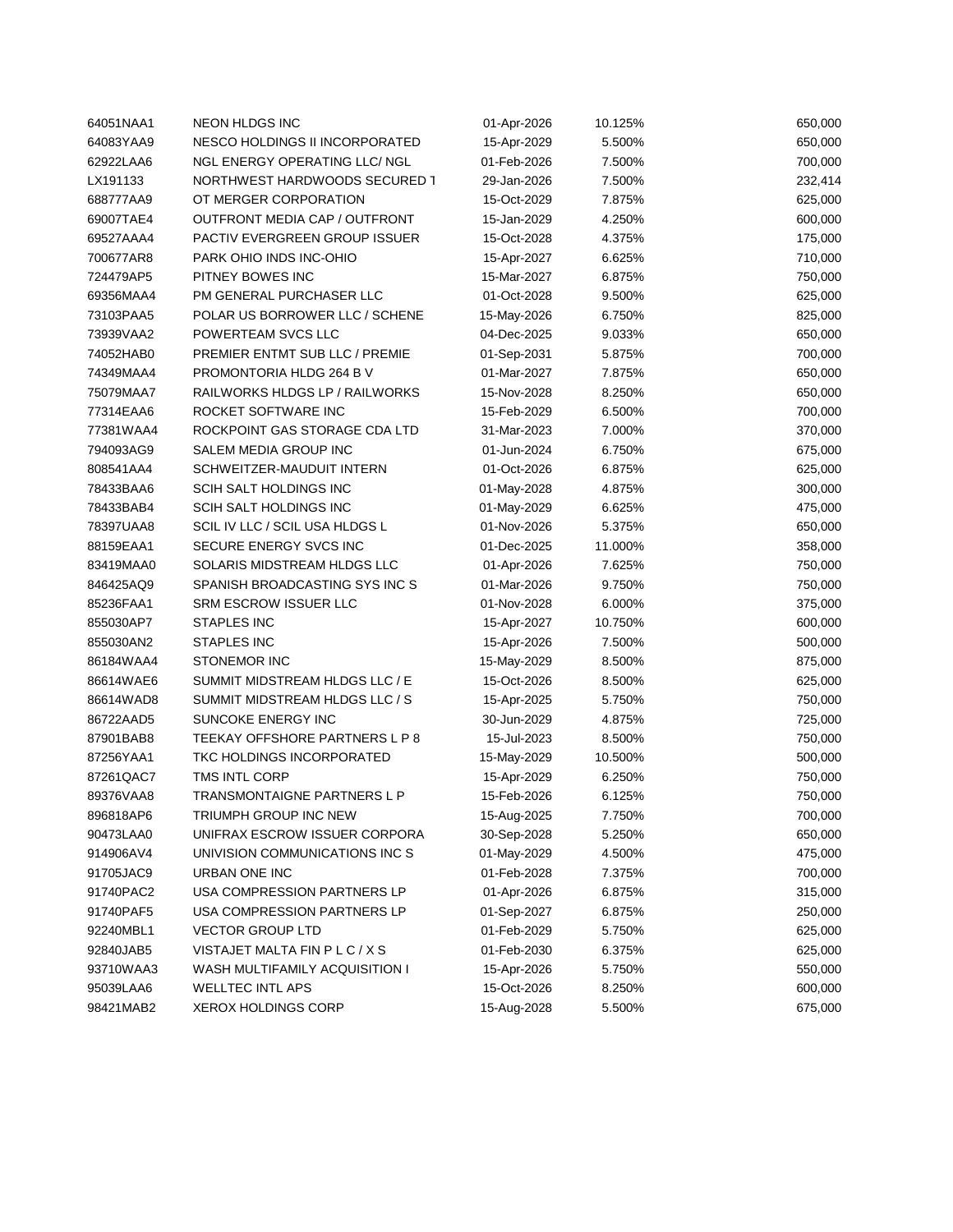| | | | | |
|---|---|---|---|---|
| 64051NAA1 | NEON HLDGS INC | 01-Apr-2026 | 10.125% | 650,000 |
| 64083YAA9 | NESCO HOLDINGS II INCORPORATED | 15-Apr-2029 | 5.500% | 650,000 |
| 62922LAA6 | NGL ENERGY OPERATING LLC/ NGL | 01-Feb-2026 | 7.500% | 700,000 |
| LX191133 | NORTHWEST HARDWOODS SECURED T | 29-Jan-2026 | 7.500% | 232,414 |
| 688777AA9 | OT MERGER CORPORATION | 15-Oct-2029 | 7.875% | 625,000 |
| 69007TAE4 | OUTFRONT MEDIA CAP / OUTFRONT | 15-Jan-2029 | 4.250% | 600,000 |
| 69527AAA4 | PACTIV EVERGREEN GROUP ISSUER | 15-Oct-2028 | 4.375% | 175,000 |
| 700677AR8 | PARK OHIO INDS INC-OHIO | 15-Apr-2027 | 6.625% | 710,000 |
| 724479AP5 | PITNEY BOWES INC | 15-Mar-2027 | 6.875% | 750,000 |
| 69356MAA4 | PM GENERAL PURCHASER LLC | 01-Oct-2028 | 9.500% | 625,000 |
| 73103PAA5 | POLAR US BORROWER LLC / SCHENE | 15-May-2026 | 6.750% | 825,000 |
| 73939VAA2 | POWERTEAM SVCS LLC | 04-Dec-2025 | 9.033% | 650,000 |
| 74052HAB0 | PREMIER ENTMT SUB LLC / PREMIE | 01-Sep-2031 | 5.875% | 700,000 |
| 74349MAA4 | PROMONTORIA HLDG 264 B V | 01-Mar-2027 | 7.875% | 650,000 |
| 75079MAA7 | RAILWORKS HLDGS LP / RAILWORKS | 15-Nov-2028 | 8.250% | 650,000 |
| 77314EAA6 | ROCKET SOFTWARE INC | 15-Feb-2029 | 6.500% | 700,000 |
| 77381WAA4 | ROCKPOINT GAS STORAGE CDA LTD | 31-Mar-2023 | 7.000% | 370,000 |
| 794093AG9 | SALEM MEDIA GROUP INC | 01-Jun-2024 | 6.750% | 675,000 |
| 808541AA4 | SCHWEITZER-MAUDUIT INTERN | 01-Oct-2026 | 6.875% | 625,000 |
| 78433BAA6 | SCIH SALT HOLDINGS INC | 01-May-2028 | 4.875% | 300,000 |
| 78433BAB4 | SCIH SALT HOLDINGS INC | 01-May-2029 | 6.625% | 475,000 |
| 78397UAA8 | SCIL IV LLC / SCIL USA HLDGS L | 01-Nov-2026 | 5.375% | 650,000 |
| 88159EAA1 | SECURE ENERGY SVCS INC | 01-Dec-2025 | 11.000% | 358,000 |
| 83419MAA0 | SOLARIS MIDSTREAM HLDGS LLC | 01-Apr-2026 | 7.625% | 750,000 |
| 846425AQ9 | SPANISH BROADCASTING SYS INC S | 01-Mar-2026 | 9.750% | 750,000 |
| 85236FAA1 | SRM ESCROW ISSUER LLC | 01-Nov-2028 | 6.000% | 375,000 |
| 855030AP7 | STAPLES INC | 15-Apr-2027 | 10.750% | 600,000 |
| 855030AN2 | STAPLES INC | 15-Apr-2026 | 7.500% | 500,000 |
| 86184WAA4 | STONEMOR INC | 15-May-2029 | 8.500% | 875,000 |
| 86614WAE6 | SUMMIT MIDSTREAM HLDGS LLC / E | 15-Oct-2026 | 8.500% | 625,000 |
| 86614WAD8 | SUMMIT MIDSTREAM HLDGS LLC / S | 15-Apr-2025 | 5.750% | 750,000 |
| 86722AAD5 | SUNCOKE ENERGY INC | 30-Jun-2029 | 4.875% | 725,000 |
| 87901BAB8 | TEEKAY OFFSHORE PARTNERS L P 8 | 15-Jul-2023 | 8.500% | 750,000 |
| 87256YAA1 | TKC HOLDINGS INCORPORATED | 15-May-2029 | 10.500% | 500,000 |
| 87261QAC7 | TMS INTL CORP | 15-Apr-2029 | 6.250% | 750,000 |
| 89376VAA8 | TRANSMONTAIGNE PARTNERS L P | 15-Feb-2026 | 6.125% | 750,000 |
| 896818AP6 | TRIUMPH GROUP INC NEW | 15-Aug-2025 | 7.750% | 700,000 |
| 90473LAA0 | UNIFRAX ESCROW ISSUER CORPORA | 30-Sep-2028 | 5.250% | 650,000 |
| 914906AV4 | UNIVISION COMMUNICATIONS INC S | 01-May-2029 | 4.500% | 475,000 |
| 91705JAC9 | URBAN ONE INC | 01-Feb-2028 | 7.375% | 700,000 |
| 91740PAC2 | USA COMPRESSION PARTNERS LP | 01-Apr-2026 | 6.875% | 315,000 |
| 91740PAF5 | USA COMPRESSION PARTNERS LP | 01-Sep-2027 | 6.875% | 250,000 |
| 92240MBL1 | VECTOR GROUP LTD | 01-Feb-2029 | 5.750% | 625,000 |
| 92840JAB5 | VISTAJET MALTA FIN P L C / X S | 01-Feb-2030 | 6.375% | 625,000 |
| 93710WAA3 | WASH MULTIFAMILY ACQUISITION I | 15-Apr-2026 | 5.750% | 550,000 |
| 95039LAA6 | WELLTEC INTL APS | 15-Oct-2026 | 8.250% | 600,000 |
| 98421MAB2 | XEROX HOLDINGS CORP | 15-Aug-2028 | 5.500% | 675,000 |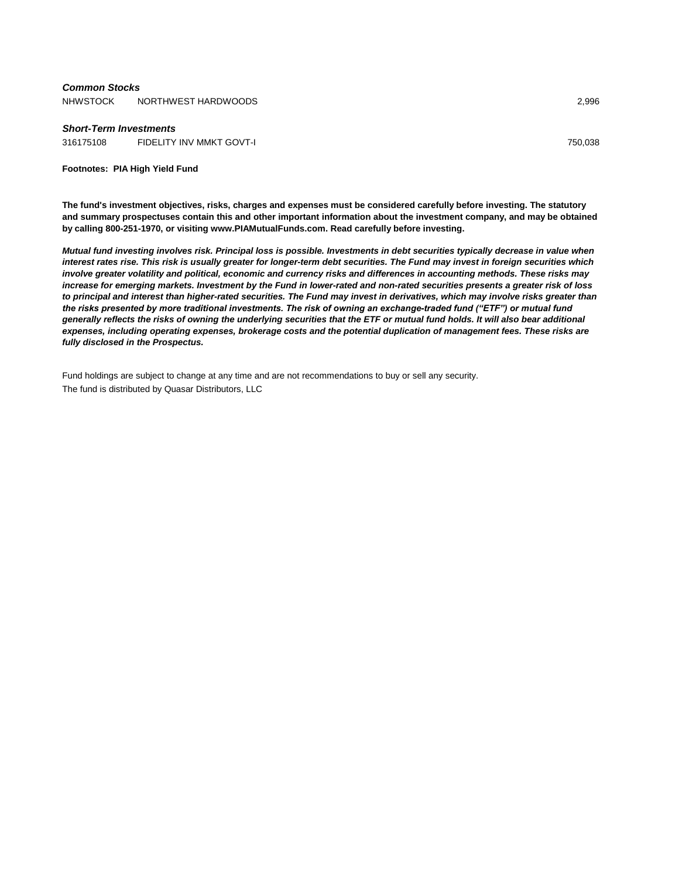***Common Stocks***

| | | |
|---|---|---|
| NHWSTOCK | NORTHWEST HARDWOODS | 2,996 |

***Short-Term Investments***

| | | |
|---|---|---|
| 316175108 | FIDELITY INV MMKT GOVT-I | 750,038 |

**Footnotes: PIA High Yield Fund**

**The fund's investment objectives, risks, charges and expenses must be considered carefully before investing. The statutory and summary prospectuses contain this and other important information about the investment company, and may be obtained by calling 800-251-1970, or visiting www.PIAMutualFunds.com. Read carefully before investing.**

***Mutual fund investing involves risk. Principal loss is possible. Investments in debt securities typically decrease in value when interest rates rise. This risk is usually greater for longer-term debt securities. The Fund may invest in foreign securities which involve greater volatility and political, economic and currency risks and differences in accounting methods. These risks may increase for emerging markets. Investment by the Fund in lower-rated and non-rated securities presents a greater risk of loss to principal and interest than higher-rated securities. The Fund may invest in derivatives, which may involve risks greater than the risks presented by more traditional investments. The risk of owning an exchange-traded fund ("ETF") or mutual fund generally reflects the risks of owning the underlying securities that the ETF or mutual fund holds. It will also bear additional expenses, including operating expenses, brokerage costs and the potential duplication of management fees. These risks are fully disclosed in the Prospectus.***

Fund holdings are subject to change at any time and are not recommendations to buy or sell any security.

The fund is distributed by Quasar Distributors, LLC